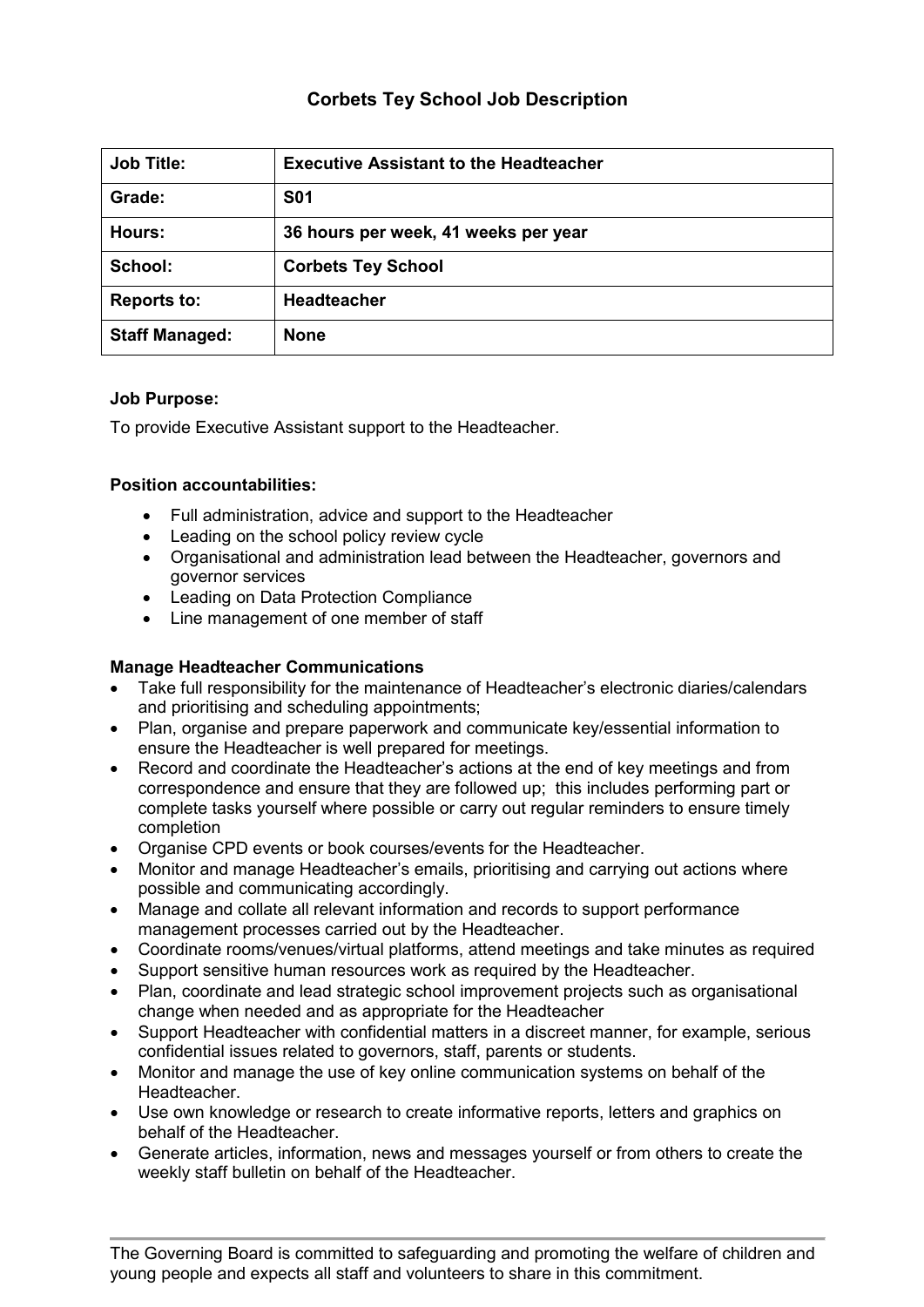# Corbets Tey School Job Description

| Job Title: | Executive Assistant to the Headteacher |
| --- | --- |
| Grade: | S01 |
| Hours: | 36 hours per week, 41 weeks per year |
| School: | Corbets Tey School |
| Reports to: | Headteacher |
| Staff Managed: | None |

**Job Purpose:**

To provide Executive Assistant support to the Headteacher.

**Position accountabilities:**

- Full administration, advice and support to the Headteacher
- Leading on the school policy review cycle
- Organisational and administration lead between the Headteacher, governors and governor services
- Leading on Data Protection Compliance
- Line management of one member of staff

**Manage Headteacher Communications**

- Take full responsibility for the maintenance of Headteacher's electronic diaries/calendars and prioritising and scheduling appointments;
- Plan, organise and prepare paperwork and communicate key/essential information to ensure the Headteacher is well prepared for meetings.
- Record and coordinate the Headteacher's actions at the end of key meetings and from correspondence and ensure that they are followed up; this includes performing part or complete tasks yourself where possible or carry out regular reminders to ensure timely completion
- Organise CPD events or book courses/events for the Headteacher.
- Monitor and manage Headteacher's emails, prioritising and carrying out actions where possible and communicating accordingly.
- Manage and collate all relevant information and records to support performance management processes carried out by the Headteacher.
- Coordinate rooms/venues/virtual platforms, attend meetings and take minutes as required
- Support sensitive human resources work as required by the Headteacher.
- Plan, coordinate and lead strategic school improvement projects such as organisational change when needed and as appropriate for the Headteacher
- Support Headteacher with confidential matters in a discreet manner, for example, serious confidential issues related to governors, staff, parents or students.
- Monitor and manage the use of key online communication systems on behalf of the Headteacher.
- Use own knowledge or research to create informative reports, letters and graphics on behalf of the Headteacher.
- Generate articles, information, news and messages yourself or from others to create the weekly staff bulletin on behalf of the Headteacher.

The Governing Board is committed to safeguarding and promoting the welfare of children and young people and expects all staff and volunteers to share in this commitment.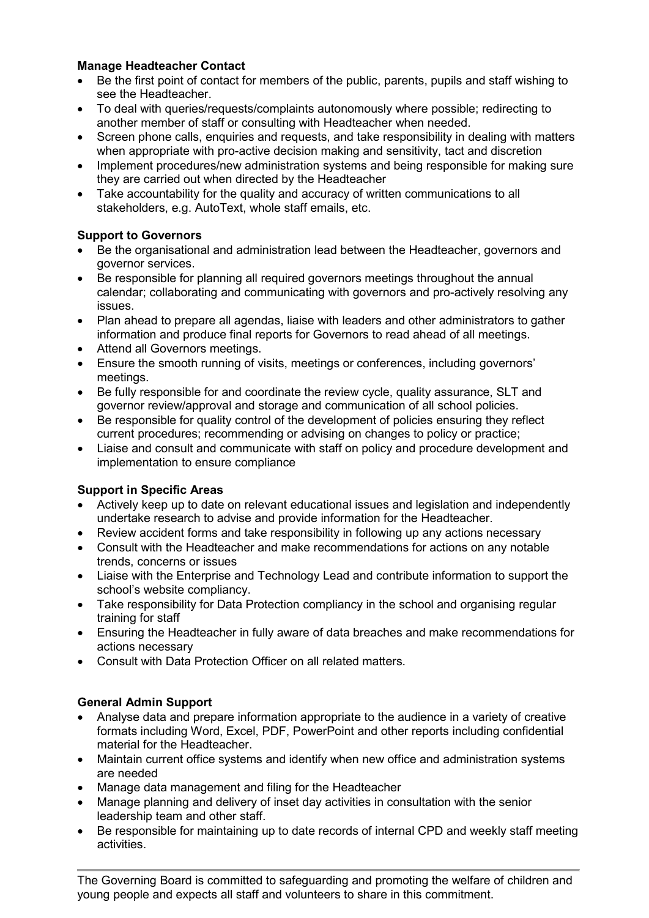**Manage Headteacher Contact**

- Be the first point of contact for members of the public, parents, pupils and staff wishing to see the Headteacher.
- To deal with queries/requests/complaints autonomously where possible; redirecting to another member of staff or consulting with Headteacher when needed.
- Screen phone calls, enquiries and requests, and take responsibility in dealing with matters when appropriate with pro-active decision making and sensitivity, tact and discretion
- Implement procedures/new administration systems and being responsible for making sure they are carried out when directed by the Headteacher
- Take accountability for the quality and accuracy of written communications to all stakeholders, e.g. AutoText, whole staff emails, etc.

**Support to Governors**

- Be the organisational and administration lead between the Headteacher, governors and governor services.
- Be responsible for planning all required governors meetings throughout the annual calendar; collaborating and communicating with governors and pro-actively resolving any issues.
- Plan ahead to prepare all agendas, liaise with leaders and other administrators to gather information and produce final reports for Governors to read ahead of all meetings.
- Attend all Governors meetings.
- Ensure the smooth running of visits, meetings or conferences, including governors' meetings.
- Be fully responsible for and coordinate the review cycle, quality assurance, SLT and governor review/approval and storage and communication of all school policies.
- Be responsible for quality control of the development of policies ensuring they reflect current procedures; recommending or advising on changes to policy or practice;
- Liaise and consult and communicate with staff on policy and procedure development and implementation to ensure compliance

**Support in Specific Areas**

- Actively keep up to date on relevant educational issues and legislation and independently undertake research to advise and provide information for the Headteacher.
- Review accident forms and take responsibility in following up any actions necessary
- Consult with the Headteacher and make recommendations for actions on any notable trends, concerns or issues
- Liaise with the Enterprise and Technology Lead and contribute information to support the school's website compliancy.
- Take responsibility for Data Protection compliancy in the school and organising regular training for staff
- Ensuring the Headteacher in fully aware of data breaches and make recommendations for actions necessary
- Consult with Data Protection Officer on all related matters.

**General Admin Support**

- Analyse data and prepare information appropriate to the audience in a variety of creative formats including Word, Excel, PDF, PowerPoint and other reports including confidential material for the Headteacher.
- Maintain current office systems and identify when new office and administration systems are needed
- Manage data management and filing for the Headteacher
- Manage planning and delivery of inset day activities in consultation with the senior leadership team and other staff.
- Be responsible for maintaining up to date records of internal CPD and weekly staff meeting activities.

---

The Governing Board is committed to safeguarding and promoting the welfare of children and young people and expects all staff and volunteers to share in this commitment.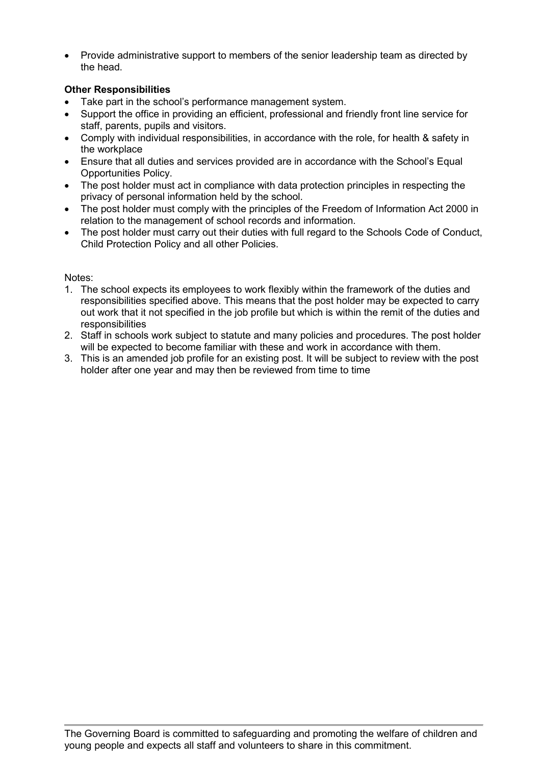- Provide administrative support to members of the senior leadership team as directed by the head.

**Other Responsibilities**

- Take part in the school's performance management system.
- Support the office in providing an efficient, professional and friendly front line service for staff, parents, pupils and visitors.
- Comply with individual responsibilities, in accordance with the role, for health & safety in the workplace
- Ensure that all duties and services provided are in accordance with the School's Equal Opportunities Policy.
- The post holder must act in compliance with data protection principles in respecting the privacy of personal information held by the school.
- The post holder must comply with the principles of the Freedom of Information Act 2000 in relation to the management of school records and information.
- The post holder must carry out their duties with full regard to the Schools Code of Conduct, Child Protection Policy and all other Policies.

Notes:

1. The school expects its employees to work flexibly within the framework of the duties and responsibilities specified above. This means that the post holder may be expected to carry out work that it not specified in the job profile but which is within the remit of the duties and responsibilities
2. Staff in schools work subject to statute and many policies and procedures. The post holder will be expected to become familiar with these and work in accordance with them.
3. This is an amended job profile for an existing post. It will be subject to review with the post holder after one year and may then be reviewed from time to time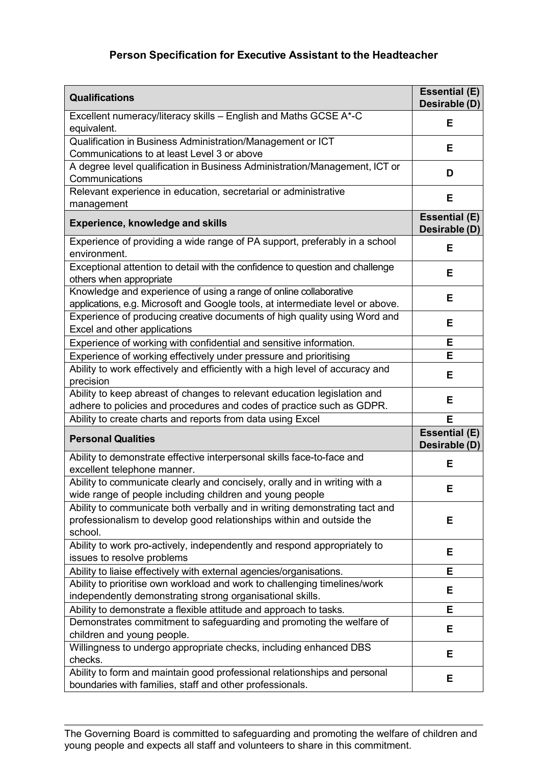## Person Specification for Executive Assistant to the Headteacher

| Qualifications | Essential (E) Desirable (D) |
|---|---|
| Excellent numeracy/literacy skills – English and Maths GCSE A*-C equivalent. | E |
| Qualification in Business Administration/Management or ICT Communications to at least Level 3 or above | E |
| A degree level qualification in Business Administration/Management, ICT or Communications | D |
| Relevant experience in education, secretarial or administrative management | E |
| **Experience, knowledge and skills** | **Essential (E) Desirable (D)** |
| Experience of providing a wide range of PA support, preferably in a school environment. | E |
| Exceptional attention to detail with the confidence to question and challenge others when appropriate | E |
| Knowledge and experience of using a range of online collaborative applications, e.g. Microsoft and Google tools, at intermediate level or above. | E |
| Experience of producing creative documents of high quality using Word and Excel and other applications | E |
| Experience of working with confidential and sensitive information. | E |
| Experience of working effectively under pressure and prioritising | E |
| Ability to work effectively and efficiently with a high level of accuracy and precision | E |
| Ability to keep abreast of changes to relevant education legislation and adhere to policies and procedures and codes of practice such as GDPR. | E |
| Ability to create charts and reports from data using Excel | E |
| **Personal Qualities** | **Essential (E) Desirable (D)** |
| Ability to demonstrate effective interpersonal skills face-to-face and excellent telephone manner. | E |
| Ability to communicate clearly and concisely, orally and in writing with a wide range of people including children and young people | E |
| Ability to communicate both verbally and in writing demonstrating tact and professionalism to develop good relationships within and outside the school. | E |
| Ability to work pro-actively, independently and respond appropriately to issues to resolve problems | E |
| Ability to liaise effectively with external agencies/organisations. | E |
| Ability to prioritise own workload and work to challenging timelines/work independently demonstrating strong organisational skills. | E |
| Ability to demonstrate a flexible attitude and approach to tasks. | E |
| Demonstrates commitment to safeguarding and promoting the welfare of children and young people. | E |
| Willingness to undergo appropriate checks, including enhanced DBS checks. | E |
| Ability to form and maintain good professional relationships and personal boundaries with families, staff and other professionals. | E |

The Governing Board is committed to safeguarding and promoting the welfare of children and young people and expects all staff and volunteers to share in this commitment.